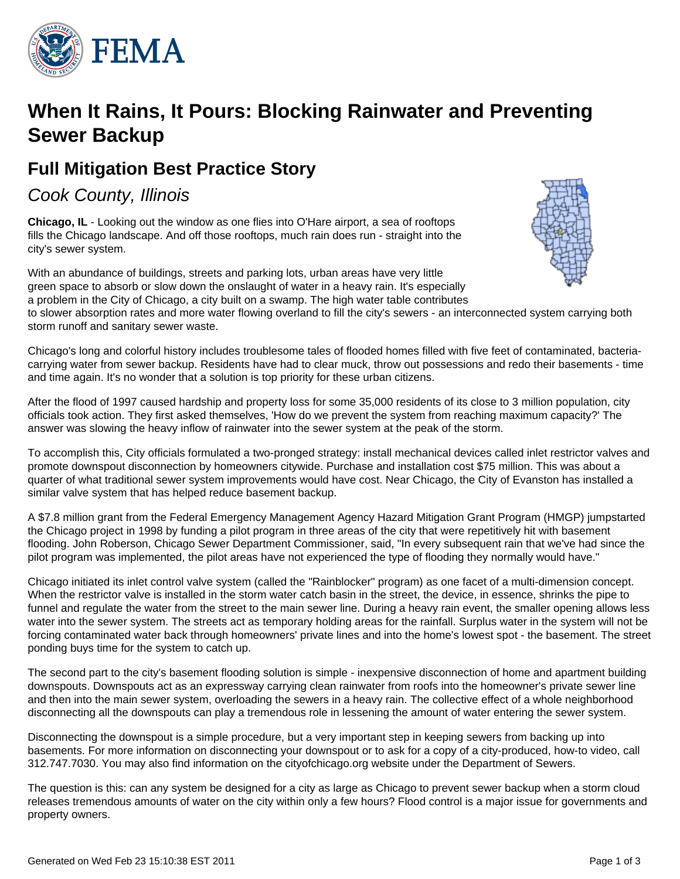# When It Rains, It Pours: Blocking Rainwater and Preventing Sewer Backup

## Full Mitigation Best Practice Story

*Cook County, Illinois*

**Chicago, IL** - Looking out the window as one flies into O'Hare airport, a sea of rooftops fills the Chicago landscape. And off those rooftops, much rain does run - straight into the city's sewer system.

With an abundance of buildings, streets and parking lots, urban areas have very little green space to absorb or slow down the onslaught of water in a heavy rain. It's especially a problem in the City of Chicago, a city built on a swamp. The high water table contributes to slower absorption rates and more water flowing overland to fill the city's sewers - an interconnected system carrying both storm runoff and sanitary sewer waste.

Chicago's long and colorful history includes troublesome tales of flooded homes filled with five feet of contaminated, bacteria-carrying water from sewer backup. Residents have had to clear muck, throw out possessions and redo their basements - time and time again. It's no wonder that a solution is top priority for these urban citizens.

After the flood of 1997 caused hardship and property loss for some 35,000 residents of its close to 3 million population, city officials took action. They first asked themselves, 'How do we prevent the system from reaching maximum capacity?' The answer was slowing the heavy inflow of rainwater into the sewer system at the peak of the storm.

To accomplish this, City officials formulated a two-pronged strategy: install mechanical devices called inlet restrictor valves and promote downspout disconnection by homeowners citywide. Purchase and installation cost $75 million. This was about a quarter of what traditional sewer system improvements would have cost. Near Chicago, the City of Evanston has installed a similar valve system that has helped reduce basement backup.

A $7.8 million grant from the Federal Emergency Management Agency Hazard Mitigation Grant Program (HMGP) jumpstarted the Chicago project in 1998 by funding a pilot program in three areas of the city that were repetitively hit with basement flooding. John Roberson, Chicago Sewer Department Commissioner, said, "In every subsequent rain that we've had since the pilot program was implemented, the pilot areas have not experienced the type of flooding they normally would have."

Chicago initiated its inlet control valve system (called the "Rainblocker" program) as one facet of a multi-dimension concept. When the restrictor valve is installed in the storm water catch basin in the street, the device, in essence, shrinks the pipe to funnel and regulate the water from the street to the main sewer line. During a heavy rain event, the smaller opening allows less water into the sewer system. The streets act as temporary holding areas for the rainfall. Surplus water in the system will not be forcing contaminated water back through homeowners' private lines and into the home's lowest spot - the basement. The street ponding buys time for the system to catch up.

The second part to the city's basement flooding solution is simple - inexpensive disconnection of home and apartment building downspouts. Downspouts act as an expressway carrying clean rainwater from roofs into the homeowner's private sewer line and then into the main sewer system, overloading the sewers in a heavy rain. The collective effect of a whole neighborhood disconnecting all the downspouts can play a tremendous role in lessening the amount of water entering the sewer system.

Disconnecting the downspout is a simple procedure, but a very important step in keeping sewers from backing up into basements. For more information on disconnecting your downspout or to ask for a copy of a city-produced, how-to video, call 312.747.7030. You may also find information on the cityofchicago.org website under the Department of Sewers.

The question is this: can any system be designed for a city as large as Chicago to prevent sewer backup when a storm cloud releases tremendous amounts of water on the city within only a few hours? Flood control is a major issue for governments and property owners.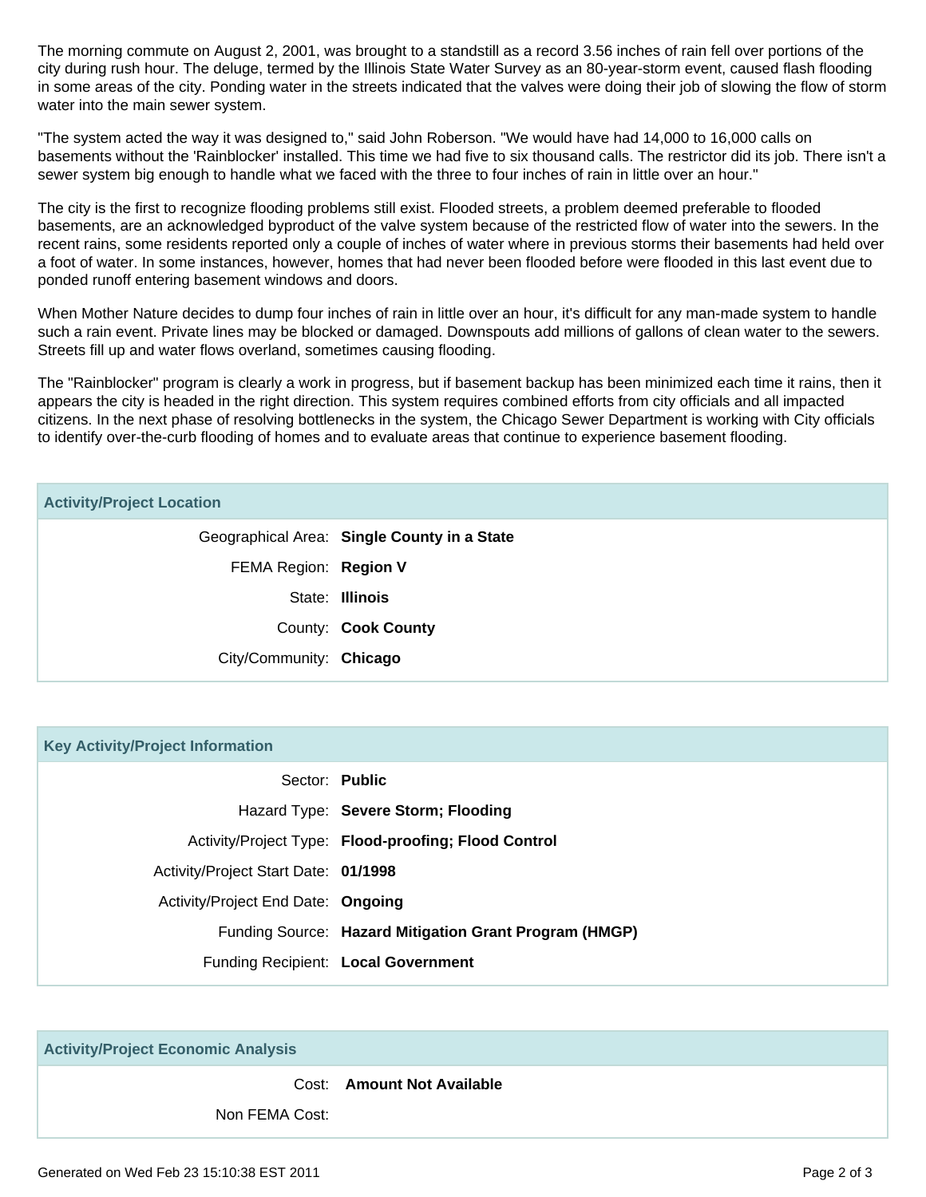The morning commute on August 2, 2001, was brought to a standstill as a record 3.56 inches of rain fell over portions of the city during rush hour. The deluge, termed by the Illinois State Water Survey as an 80-year-storm event, caused flash flooding in some areas of the city. Ponding water in the streets indicated that the valves were doing their job of slowing the flow of storm water into the main sewer system.

"The system acted the way it was designed to," said John Roberson. "We would have had 14,000 to 16,000 calls on basements without the 'Rainblocker' installed. This time we had five to six thousand calls. The restrictor did its job. There isn't a sewer system big enough to handle what we faced with the three to four inches of rain in little over an hour."

The city is the first to recognize flooding problems still exist. Flooded streets, a problem deemed preferable to flooded basements, are an acknowledged byproduct of the valve system because of the restricted flow of water into the sewers. In the recent rains, some residents reported only a couple of inches of water where in previous storms their basements had held over a foot of water. In some instances, however, homes that had never been flooded before were flooded in this last event due to ponded runoff entering basement windows and doors.

When Mother Nature decides to dump four inches of rain in little over an hour, it's difficult for any man-made system to handle such a rain event. Private lines may be blocked or damaged. Downspouts add millions of gallons of clean water to the sewers. Streets fill up and water flows overland, sometimes causing flooding.

The "Rainblocker" program is clearly a work in progress, but if basement backup has been minimized each time it rains, then it appears the city is headed in the right direction. This system requires combined efforts from city officials and all impacted citizens. In the next phase of resolving bottlenecks in the system, the Chicago Sewer Department is working with City officials to identify over-the-curb flooding of homes and to evaluate areas that continue to experience basement flooding.

### Activity/Project Location

| | |
|---|---|
| Geographical Area: | **Single County in a State** |
| FEMA Region: | **Region V** |
| State: | **Illinois** |
| County: | **Cook County** |
| City/Community: | **Chicago** |

### Key Activity/Project Information

| | |
|---|---|
| Sector: | **Public** |
| Hazard Type: | **Severe Storm; Flooding** |
| Activity/Project Type: | **Flood-proofing; Flood Control** |
| Activity/Project Start Date: | **01/1998** |
| Activity/Project End Date: | **Ongoing** |
| Funding Source: | **Hazard Mitigation Grant Program (HMGP)** |
| Funding Recipient: | **Local Government** |

### Activity/Project Economic Analysis

| | |
|---|---|
| Cost: | **Amount Not Available** |
| Non FEMA Cost: | |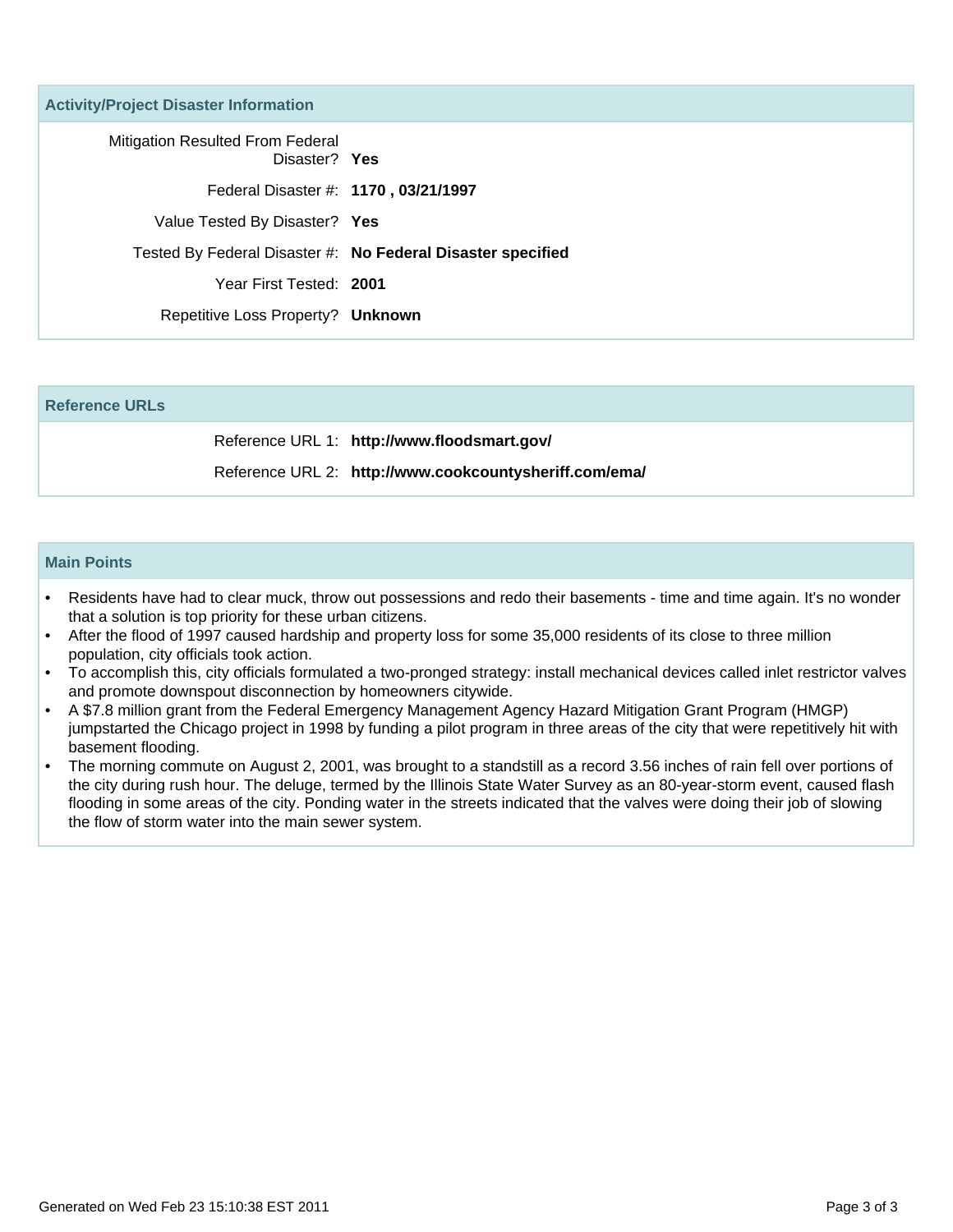## Activity/Project Disaster Information

Mitigation Resulted From Federal Disaster? **Yes**

Federal Disaster #: **1170 , 03/21/1997**

Value Tested By Disaster? **Yes**

Tested By Federal Disaster #: **No Federal Disaster specified**

Year First Tested: **2001**

Repetitive Loss Property? **Unknown**

## Reference URLs

Reference URL 1: **http://www.floodsmart.gov/**

Reference URL 2: **http://www.cookcountysheriff.com/ema/**

## Main Points

- Residents have had to clear muck, throw out possessions and redo their basements - time and time again. It's no wonder that a solution is top priority for these urban citizens.
- After the flood of 1997 caused hardship and property loss for some 35,000 residents of its close to three million population, city officials took action.
- To accomplish this, city officials formulated a two-pronged strategy: install mechanical devices called inlet restrictor valves and promote downspout disconnection by homeowners citywide.
- A $7.8 million grant from the Federal Emergency Management Agency Hazard Mitigation Grant Program (HMGP) jumpstarted the Chicago project in 1998 by funding a pilot program in three areas of the city that were repetitively hit with basement flooding.
- The morning commute on August 2, 2001, was brought to a standstill as a record 3.56 inches of rain fell over portions of the city during rush hour. The deluge, termed by the Illinois State Water Survey as an 80-year-storm event, caused flash flooding in some areas of the city. Ponding water in the streets indicated that the valves were doing their job of slowing the flow of storm water into the main sewer system.